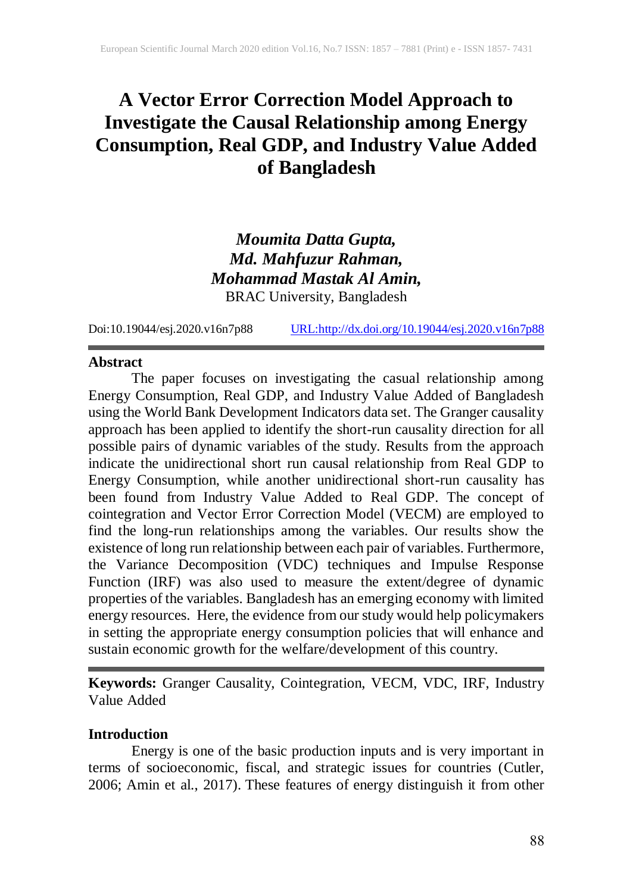# A Vector Error Correction Model Approach to Investigate the Causal Relationship among Energy Consumption, Real GDP, and Industry Value Added of Bangladesh

***Moumita Datta Gupta,***
***Md. Mahfuzur Rahman,***
***Mohammad Mastak Al Amin,***
BRAC University, Bangladesh

Doi:10.19044/esj.2020.v16n7p88 URL:http://dx.doi.org/10.19044/esj.2020.v16n7p88

## Abstract

The paper focuses on investigating the casual relationship among Energy Consumption, Real GDP, and Industry Value Added of Bangladesh using the World Bank Development Indicators data set. The Granger causality approach has been applied to identify the short-run causality direction for all possible pairs of dynamic variables of the study. Results from the approach indicate the unidirectional short run causal relationship from Real GDP to Energy Consumption, while another unidirectional short-run causality has been found from Industry Value Added to Real GDP. The concept of cointegration and Vector Error Correction Model (VECM) are employed to find the long-run relationships among the variables. Our results show the existence of long run relationship between each pair of variables. Furthermore, the Variance Decomposition (VDC) techniques and Impulse Response Function (IRF) was also used to measure the extent/degree of dynamic properties of the variables. Bangladesh has an emerging economy with limited energy resources. Here, the evidence from our study would help policymakers in setting the appropriate energy consumption policies that will enhance and sustain economic growth for the welfare/development of this country.

**Keywords:** Granger Causality, Cointegration, VECM, VDC, IRF, Industry Value Added

## Introduction

Energy is one of the basic production inputs and is very important in terms of socioeconomic, fiscal, and strategic issues for countries (Cutler, 2006; Amin et al., 2017). These features of energy distinguish it from other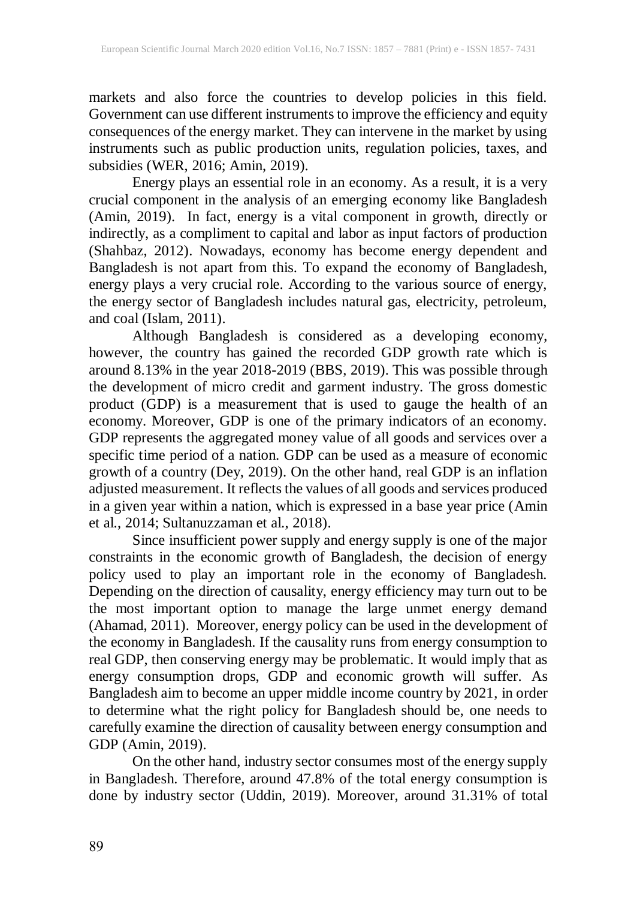markets and also force the countries to develop policies in this field. Government can use different instruments to improve the efficiency and equity consequences of the energy market. They can intervene in the market by using instruments such as public production units, regulation policies, taxes, and subsidies (WER, 2016; Amin, 2019).

Energy plays an essential role in an economy. As a result, it is a very crucial component in the analysis of an emerging economy like Bangladesh (Amin, 2019). In fact, energy is a vital component in growth, directly or indirectly, as a compliment to capital and labor as input factors of production (Shahbaz, 2012). Nowadays, economy has become energy dependent and Bangladesh is not apart from this. To expand the economy of Bangladesh, energy plays a very crucial role. According to the various source of energy, the energy sector of Bangladesh includes natural gas, electricity, petroleum, and coal (Islam, 2011).

Although Bangladesh is considered as a developing economy, however, the country has gained the recorded GDP growth rate which is around 8.13% in the year 2018-2019 (BBS, 2019). This was possible through the development of micro credit and garment industry. The gross domestic product (GDP) is a measurement that is used to gauge the health of an economy. Moreover, GDP is one of the primary indicators of an economy. GDP represents the aggregated money value of all goods and services over a specific time period of a nation. GDP can be used as a measure of economic growth of a country (Dey, 2019). On the other hand, real GDP is an inflation adjusted measurement. It reflects the values of all goods and services produced in a given year within a nation, which is expressed in a base year price (Amin et al., 2014; Sultanuzzaman et al., 2018).

Since insufficient power supply and energy supply is one of the major constraints in the economic growth of Bangladesh, the decision of energy policy used to play an important role in the economy of Bangladesh. Depending on the direction of causality, energy efficiency may turn out to be the most important option to manage the large unmet energy demand (Ahamad, 2011). Moreover, energy policy can be used in the development of the economy in Bangladesh. If the causality runs from energy consumption to real GDP, then conserving energy may be problematic. It would imply that as energy consumption drops, GDP and economic growth will suffer. As Bangladesh aim to become an upper middle income country by 2021, in order to determine what the right policy for Bangladesh should be, one needs to carefully examine the direction of causality between energy consumption and GDP (Amin, 2019).

On the other hand, industry sector consumes most of the energy supply in Bangladesh. Therefore, around 47.8% of the total energy consumption is done by industry sector (Uddin, 2019). Moreover, around 31.31% of total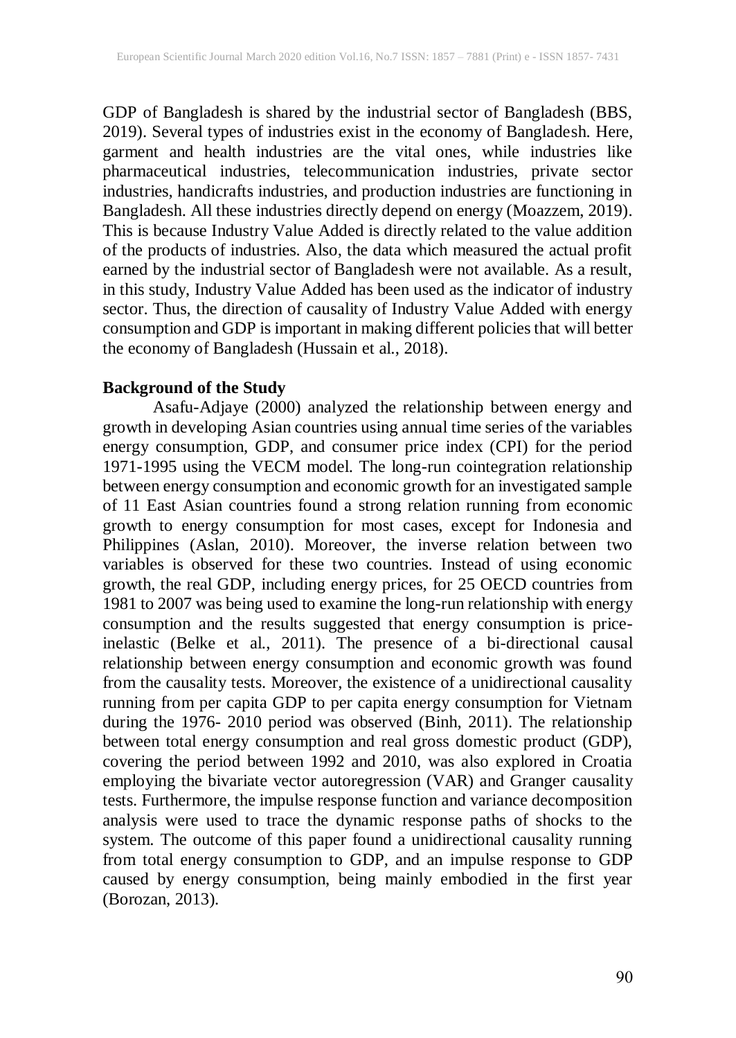GDP of Bangladesh is shared by the industrial sector of Bangladesh (BBS, 2019). Several types of industries exist in the economy of Bangladesh. Here, garment and health industries are the vital ones, while industries like pharmaceutical industries, telecommunication industries, private sector industries, handicrafts industries, and production industries are functioning in Bangladesh. All these industries directly depend on energy (Moazzem, 2019). This is because Industry Value Added is directly related to the value addition of the products of industries. Also, the data which measured the actual profit earned by the industrial sector of Bangladesh were not available. As a result, in this study, Industry Value Added has been used as the indicator of industry sector. Thus, the direction of causality of Industry Value Added with energy consumption and GDP is important in making different policies that will better the economy of Bangladesh (Hussain et al., 2018).

## Background of the Study

Asafu-Adjaye (2000) analyzed the relationship between energy and growth in developing Asian countries using annual time series of the variables energy consumption, GDP, and consumer price index (CPI) for the period 1971-1995 using the VECM model. The long-run cointegration relationship between energy consumption and economic growth for an investigated sample of 11 East Asian countries found a strong relation running from economic growth to energy consumption for most cases, except for Indonesia and Philippines (Aslan, 2010). Moreover, the inverse relation between two variables is observed for these two countries. Instead of using economic growth, the real GDP, including energy prices, for 25 OECD countries from 1981 to 2007 was being used to examine the long-run relationship with energy consumption and the results suggested that energy consumption is price-inelastic (Belke et al., 2011). The presence of a bi-directional causal relationship between energy consumption and economic growth was found from the causality tests. Moreover, the existence of a unidirectional causality running from per capita GDP to per capita energy consumption for Vietnam during the 1976- 2010 period was observed (Binh, 2011). The relationship between total energy consumption and real gross domestic product (GDP), covering the period between 1992 and 2010, was also explored in Croatia employing the bivariate vector autoregression (VAR) and Granger causality tests. Furthermore, the impulse response function and variance decomposition analysis were used to trace the dynamic response paths of shocks to the system. The outcome of this paper found a unidirectional causality running from total energy consumption to GDP, and an impulse response to GDP caused by energy consumption, being mainly embodied in the first year (Borozan, 2013).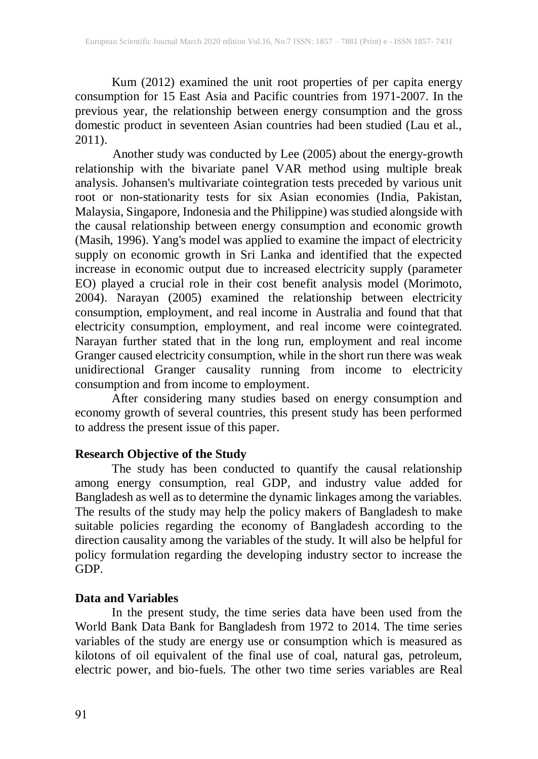Kum (2012) examined the unit root properties of per capita energy consumption for 15 East Asia and Pacific countries from 1971-2007. In the previous year, the relationship between energy consumption and the gross domestic product in seventeen Asian countries had been studied (Lau et al., 2011).

Another study was conducted by Lee (2005) about the energy-growth relationship with the bivariate panel VAR method using multiple break analysis. Johansen's multivariate cointegration tests preceded by various unit root or non-stationarity tests for six Asian economies (India, Pakistan, Malaysia, Singapore, Indonesia and the Philippine) was studied alongside with the causal relationship between energy consumption and economic growth (Masih, 1996). Yang's model was applied to examine the impact of electricity supply on economic growth in Sri Lanka and identified that the expected increase in economic output due to increased electricity supply (parameter EO) played a crucial role in their cost benefit analysis model (Morimoto, 2004). Narayan (2005) examined the relationship between electricity consumption, employment, and real income in Australia and found that that electricity consumption, employment, and real income were cointegrated. Narayan further stated that in the long run, employment and real income Granger caused electricity consumption, while in the short run there was weak unidirectional Granger causality running from income to electricity consumption and from income to employment.

After considering many studies based on energy consumption and economy growth of several countries, this present study has been performed to address the present issue of this paper.

## Research Objective of the Study

The study has been conducted to quantify the causal relationship among energy consumption, real GDP, and industry value added for Bangladesh as well as to determine the dynamic linkages among the variables. The results of the study may help the policy makers of Bangladesh to make suitable policies regarding the economy of Bangladesh according to the direction causality among the variables of the study. It will also be helpful for policy formulation regarding the developing industry sector to increase the GDP.

## Data and Variables

In the present study, the time series data have been used from the World Bank Data Bank for Bangladesh from 1972 to 2014. The time series variables of the study are energy use or consumption which is measured as kilotons of oil equivalent of the final use of coal, natural gas, petroleum, electric power, and bio-fuels. The other two time series variables are Real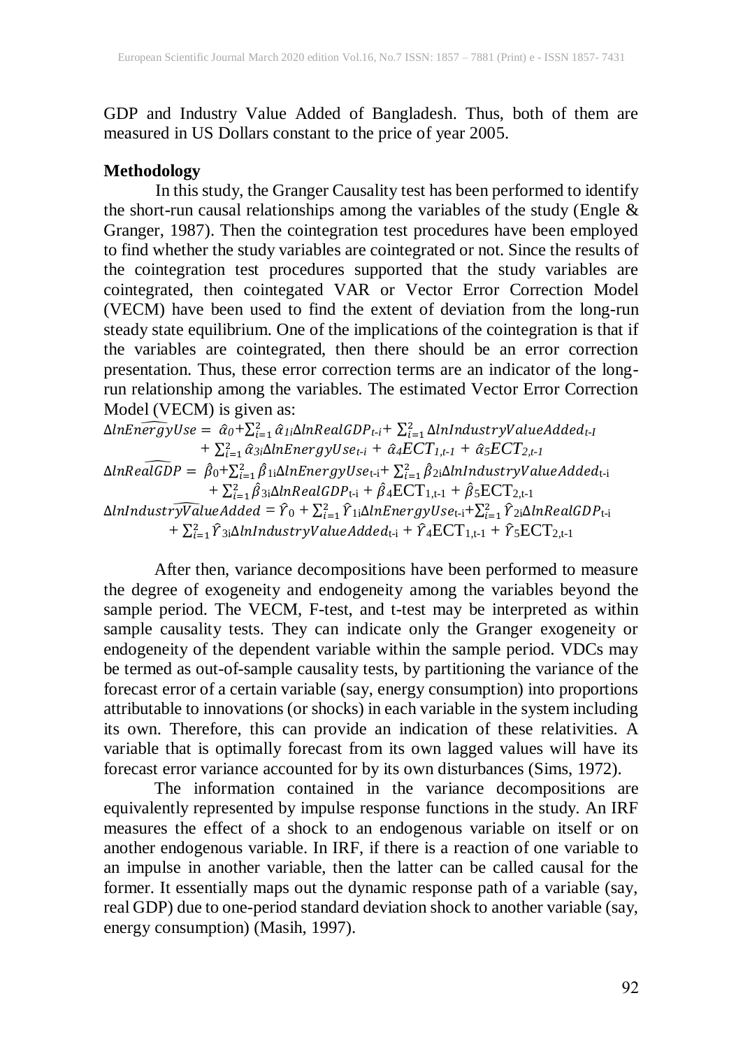GDP and Industry Value Added of Bangladesh. Thus, both of them are measured in US Dollars constant to the price of year 2005.

**Methodology**

In this study, the Granger Causality test has been performed to identify the short-run causal relationships among the variables of the study (Engle & Granger, 1987). Then the cointegration test procedures have been employed to find whether the study variables are cointegrated or not. Since the results of the cointegration test procedures supported that the study variables are cointegrated, then cointegated VAR or Vector Error Correction Model (VECM) have been used to find the extent of deviation from the long-run steady state equilibrium. One of the implications of the cointegration is that if the variables are cointegrated, then there should be an error correction presentation. Thus, these error correction terms are an indicator of the long-run relationship among the variables. The estimated Vector Error Correction Model (VECM) is given as:

$$\Delta ln\widehat{EnergyUse} = \hat{\alpha}_0 + \sum_{i=1}^{2} \hat{\alpha}_{1i} \Delta lnRealGDP_{t-i} + \sum_{i=1}^{2} \Delta lnIndustryValueAdded_{t-I} + \sum_{i=1}^{2} \hat{\alpha}_{3i} \Delta lnEnergyUse_{t-i} + \hat{\alpha}_4 ECT_{1,t-1} + \hat{\alpha}_5 ECT_{2,t-1}$$

$$\Delta ln\widehat{RealGDP} = \hat{\beta}_0 + \sum_{i=1}^{2} \hat{\beta}_{1i} \Delta lnEnergyUse_{t-i} + \sum_{i=1}^{2} \hat{\beta}_{2i} \Delta lnIndustryValueAdded_{t-i} + \sum_{i=1}^{2} \hat{\beta}_{3i} \Delta lnRealGDP_{t-i} + \hat{\beta}_4 ECT_{1,t-1} + \hat{\beta}_5 ECT_{2,t-1}$$

$$\Delta ln\widehat{IndustryValueAdded} = \hat{Y}_0 + \sum_{i=1}^{2} \hat{Y}_{1i} \Delta lnEnergyUse_{t-i} + \sum_{i=1}^{2} \hat{Y}_{2i} \Delta lnRealGDP_{t-i} + \sum_{i=1}^{2} \hat{Y}_{3i} \Delta lnIndustryValueAdded_{t-i} + \hat{Y}_4 ECT_{1,t-1} + \hat{Y}_5 ECT_{2,t-1}$$

After then, variance decompositions have been performed to measure the degree of exogeneity and endogeneity among the variables beyond the sample period. The VECM, F-test, and t-test may be interpreted as within sample causality tests. They can indicate only the Granger exogeneity or endogeneity of the dependent variable within the sample period. VDCs may be termed as out-of-sample causality tests, by partitioning the variance of the forecast error of a certain variable (say, energy consumption) into proportions attributable to innovations (or shocks) in each variable in the system including its own. Therefore, this can provide an indication of these relativities. A variable that is optimally forecast from its own lagged values will have its forecast error variance accounted for by its own disturbances (Sims, 1972).

The information contained in the variance decompositions are equivalently represented by impulse response functions in the study. An IRF measures the effect of a shock to an endogenous variable on itself or on another endogenous variable. In IRF, if there is a reaction of one variable to an impulse in another variable, then the latter can be called causal for the former. It essentially maps out the dynamic response path of a variable (say, real GDP) due to one-period standard deviation shock to another variable (say, energy consumption) (Masih, 1997).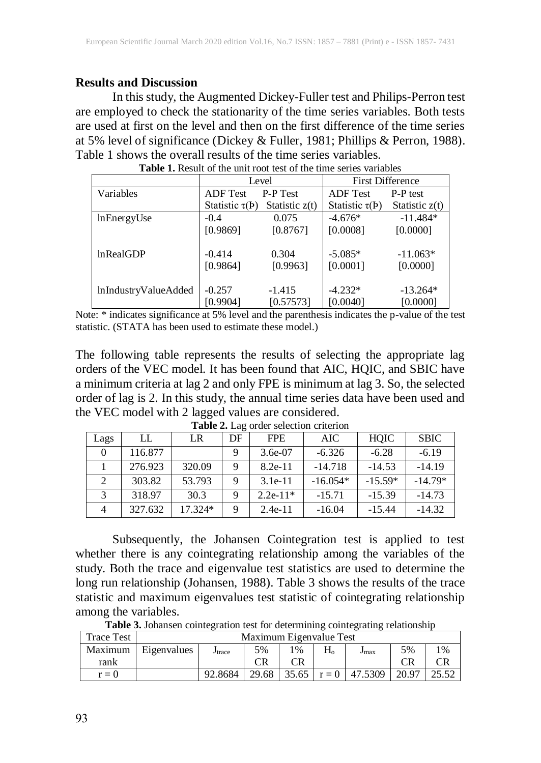## Results and Discussion

In this study, the Augmented Dickey-Fuller test and Philips-Perron test are employed to check the stationarity of the time series variables. Both tests are used at first on the level and then on the first difference of the time series at 5% level of significance (Dickey & Fuller, 1981; Phillips & Perron, 1988). Table 1 shows the overall results of the time series variables.

**Table 1.** Result of the unit root test of the time series variables

| | Level | | First Difference | |
|---|---|---|---|---|
| Variables | ADF Test Statistic $\tau$(Þ) | P-P Test Statistic z(t) | ADF Test Statistic $\tau$(Þ) | P-P test Statistic z(t) |
| lnEnergyUse | -0.4 [0.9869] | 0.075 [0.8767] | -4.676* [0.0008] | -11.484* [0.0000] |
| lnRealGDP | -0.414 [0.9864] | 0.304 [0.9963] | -5.085* [0.0001] | -11.063* [0.0000] |
| lnIndustryValueAdded | -0.257 [0.9904] | -1.415 [0.57573] | -4.232* [0.0040] | -13.264* [0.0000] |

Note: * indicates significance at 5% level and the parenthesis indicates the p-value of the test statistic. (STATA has been used to estimate these model.)

The following table represents the results of selecting the appropriate lag orders of the VEC model. It has been found that AIC, HQIC, and SBIC have a minimum criteria at lag 2 and only FPE is minimum at lag 3. So, the selected order of lag is 2. In this study, the annual time series data have been used and the VEC model with 2 lagged values are considered.

**Table 2.** Lag order selection criterion

| Lags | LL | LR | DF | FPE | AIC | HQIC | SBIC |
|---|---|---|---|---|---|---|---|
| 0 | 116.877 | | 9 | 3.6e-07 | -6.326 | -6.28 | -6.19 |
| 1 | 276.923 | 320.09 | 9 | 8.2e-11 | -14.718 | -14.53 | -14.19 |
| 2 | 303.82 | 53.793 | 9 | 3.1e-11 | -16.054* | -15.59* | -14.79* |
| 3 | 318.97 | 30.3 | 9 | 2.2e-11* | -15.71 | -15.39 | -14.73 |
| 4 | 327.632 | 17.324* | 9 | 2.4e-11 | -16.04 | -15.44 | -14.32 |

Subsequently, the Johansen Cointegration test is applied to test whether there is any cointegrating relationship among the variables of the study. Both the trace and eigenvalue test statistics are used to determine the long run relationship (Johansen, 1988). Table 3 shows the results of the trace statistic and maximum eigenvalues test statistic of cointegrating relationship among the variables.

**Table 3.** Johansen cointegration test for determining cointegrating relationship

| Trace Test | Maximum Eigenvalue Test | | | | | | | |
|---|---|---|---|---|---|---|---|---|
| Maximum rank | Eigenvalues | $J_{trace}$ | 5% CR | 1% CR | $H_o$ | $J_{max}$ | 5% CR | 1% CR |
| r = 0 | | 92.8684 | 29.68 | 35.65 | r = 0 | 47.5309 | 20.97 | 25.52 |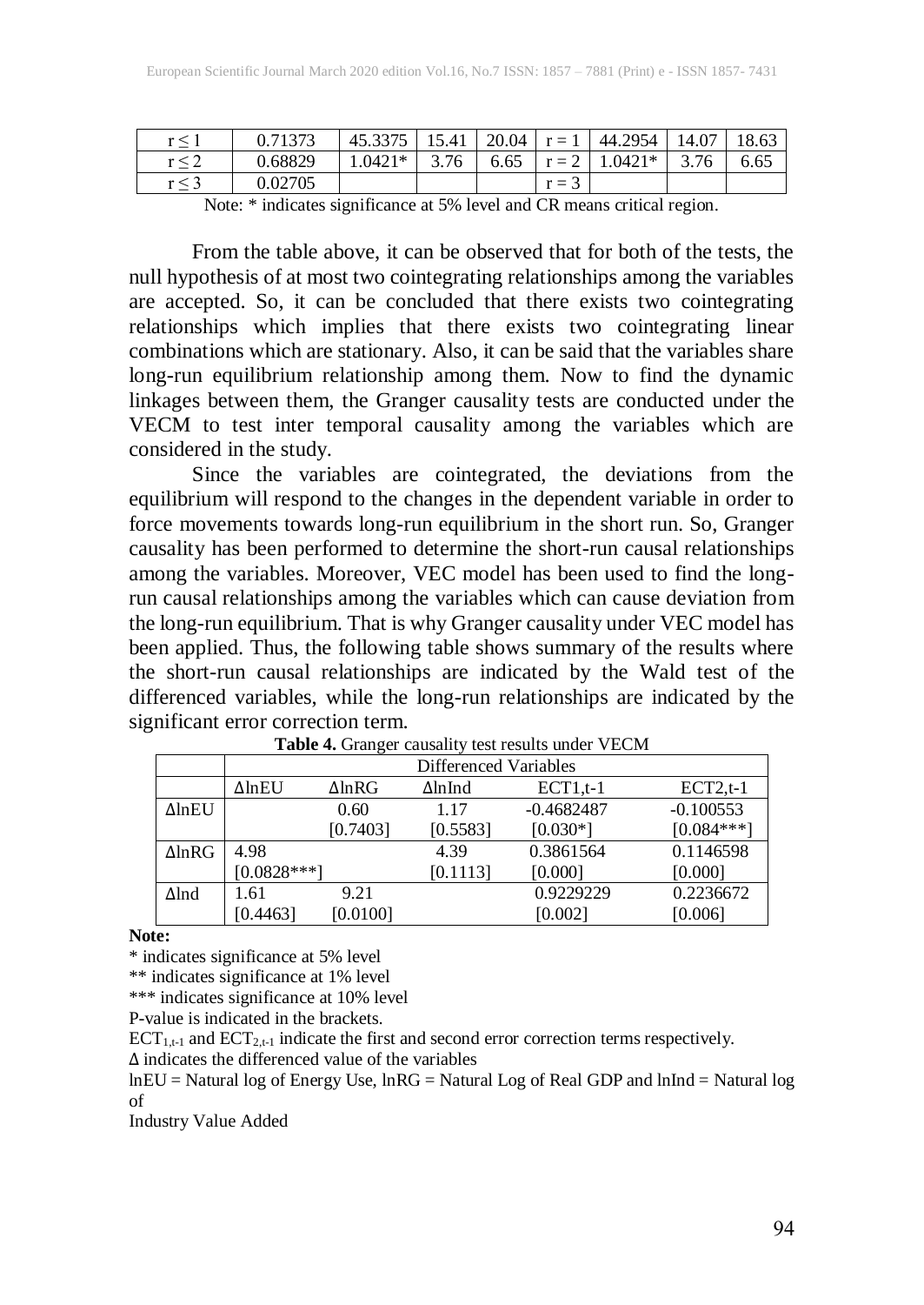| r ≤ 1 | 0.71373 | 45.3375 | 15.41 | 20.04 | r = 1 | 44.2954 | 14.07 | 18.63 |
|---|---|---|---|---|---|---|---|---|
| r ≤ 2 | 0.68829 | 1.0421* | 3.76 | 6.65 | r = 2 | 1.0421* | 3.76 | 6.65 |
| r ≤ 3 | 0.02705 | | | | r = 3 | | | |

Note: * indicates significance at 5% level and CR means critical region.

From the table above, it can be observed that for both of the tests, the null hypothesis of at most two cointegrating relationships among the variables are accepted. So, it can be concluded that there exists two cointegrating relationships which implies that there exists two cointegrating linear combinations which are stationary. Also, it can be said that the variables share long-run equilibrium relationship among them. Now to find the dynamic linkages between them, the Granger causality tests are conducted under the VECM to test inter temporal causality among the variables which are considered in the study.

Since the variables are cointegrated, the deviations from the equilibrium will respond to the changes in the dependent variable in order to force movements towards long-run equilibrium in the short run. So, Granger causality has been performed to determine the short-run causal relationships among the variables. Moreover, VEC model has been used to find the long-run causal relationships among the variables which can cause deviation from the long-run equilibrium. That is why Granger causality under VEC model has been applied. Thus, the following table shows summary of the results where the short-run causal relationships are indicated by the Wald test of the differenced variables, while the long-run relationships are indicated by the significant error correction term.

**Table 4.** Granger causality test results under VECM

| | Differenced Variables | | | | |
|---|---|---|---|---|---|
| | ΔlnEU | ΔlnRG | ΔlnInd | ECT1,t-1 | ECT2,t-1 |
| ΔlnEU | | 0.60 [0.7403] | 1.17 [0.5583] | -0.4682487 [0.030*] | -0.100553 [0.084***] |
| ΔlnRG | 4.98 [0.0828***] | | 4.39 [0.1113] | 0.3861564 [0.000] | 0.1146598 [0.000] |
| Δlnd | 1.61 [0.4463] | 9.21 [0.0100] | | 0.9229229 [0.002] | 0.2236672 [0.006] |

**Note:**

* indicates significance at 5% level

** indicates significance at 1% level

*** indicates significance at 10% level

P-value is indicated in the brackets.

$ECT_{1,t-1}$ and $ECT_{2,t-1}$ indicate the first and second error correction terms respectively.

Δ indicates the differenced value of the variables

lnEU = Natural log of Energy Use, lnRG = Natural Log of Real GDP and lnInd = Natural log of Industry Value Added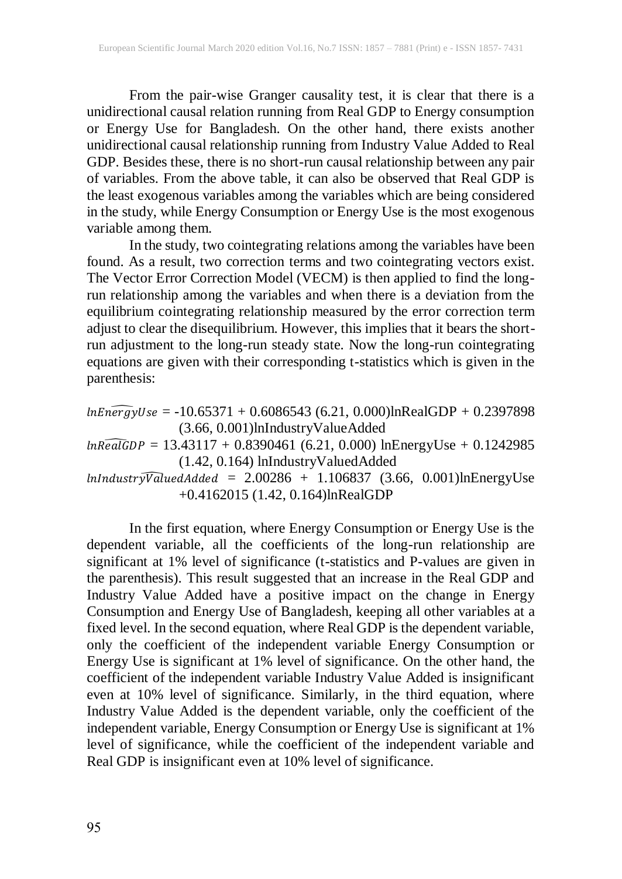From the pair-wise Granger causality test, it is clear that there is a unidirectional causal relation running from Real GDP to Energy consumption or Energy Use for Bangladesh. On the other hand, there exists another unidirectional causal relationship running from Industry Value Added to Real GDP. Besides these, there is no short-run causal relationship between any pair of variables. From the above table, it can also be observed that Real GDP is the least exogenous variables among the variables which are being considered in the study, while Energy Consumption or Energy Use is the most exogenous variable among them.

In the study, two cointegrating relations among the variables have been found. As a result, two correction terms and two cointegrating vectors exist. The Vector Error Correction Model (VECM) is then applied to find the long-run relationship among the variables and when there is a deviation from the equilibrium cointegrating relationship measured by the error correction term adjust to clear the disequilibrium. However, this implies that it bears the short-run adjustment to the long-run steady state. Now the long-run cointegrating equations are given with their corresponding t-statistics which is given in the parenthesis:

$\widehat{lnEnergyUse}$ = -10.65371 + 0.6086543 (6.21, 0.000)lnRealGDP + 0.2397898 (3.66, 0.001)lnIndustryValueAdded

$\widehat{lnRealGDP}$ = 13.43117 + 0.8390461 (6.21, 0.000) lnEnergyUse + 0.1242985 (1.42, 0.164) lnIndustryValuedAdded

$\widehat{lnIndustryValuedAdded}$ = 2.00286 + 1.106837 (3.66, 0.001)lnEnergyUse +0.4162015 (1.42, 0.164)lnRealGDP

In the first equation, where Energy Consumption or Energy Use is the dependent variable, all the coefficients of the long-run relationship are significant at 1% level of significance (t-statistics and P-values are given in the parenthesis). This result suggested that an increase in the Real GDP and Industry Value Added have a positive impact on the change in Energy Consumption and Energy Use of Bangladesh, keeping all other variables at a fixed level. In the second equation, where Real GDP is the dependent variable, only the coefficient of the independent variable Energy Consumption or Energy Use is significant at 1% level of significance. On the other hand, the coefficient of the independent variable Industry Value Added is insignificant even at 10% level of significance. Similarly, in the third equation, where Industry Value Added is the dependent variable, only the coefficient of the independent variable, Energy Consumption or Energy Use is significant at 1% level of significance, while the coefficient of the independent variable and Real GDP is insignificant even at 10% level of significance.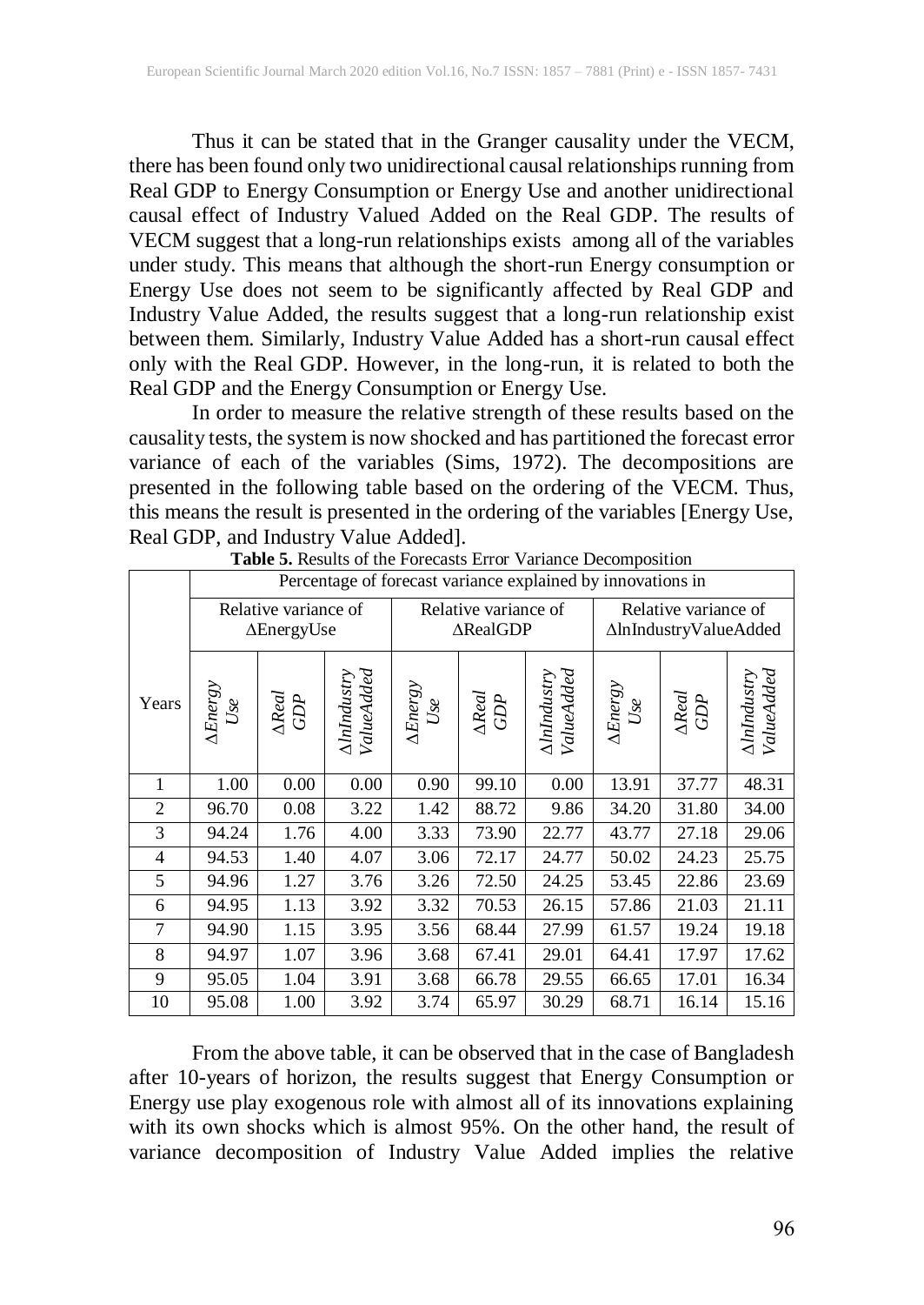Thus it can be stated that in the Granger causality under the VECM, there has been found only two unidirectional causal relationships running from Real GDP to Energy Consumption or Energy Use and another unidirectional causal effect of Industry Valued Added on the Real GDP. The results of VECM suggest that a long-run relationships exists among all of the variables under study. This means that although the short-run Energy consumption or Energy Use does not seem to be significantly affected by Real GDP and Industry Value Added, the results suggest that a long-run relationship exist between them. Similarly, Industry Value Added has a short-run causal effect only with the Real GDP. However, in the long-run, it is related to both the Real GDP and the Energy Consumption or Energy Use.

In order to measure the relative strength of these results based on the causality tests, the system is now shocked and has partitioned the forecast error variance of each of the variables (Sims, 1972). The decompositions are presented in the following table based on the ordering of the VECM. Thus, this means the result is presented in the ordering of the variables [Energy Use, Real GDP, and Industry Value Added].

**Table 5.** Results of the Forecasts Error Variance Decomposition

| | Percentage of forecast variance explained by innovations in | | | | | | | | |
|---|---|---|---|---|---|---|---|---|---|
| | Relative variance of ΔEnergyUse | | | Relative variance of ΔRealGDP | | | Relative variance of ΔlnIndustryValueAdded | | |
| Years | *ΔEnergy Use* | *ΔReal GDP* | *ΔlnIndustry ValueAdded* | *ΔEnergy Use* | *ΔReal GDP* | *ΔlnIndustry ValueAdded* | *ΔEnergy Use* | *ΔReal GDP* | *ΔlnIndustry ValueAdded* |
| 1 | 1.00 | 0.00 | 0.00 | 0.90 | 99.10 | 0.00 | 13.91 | 37.77 | 48.31 |
| 2 | 96.70 | 0.08 | 3.22 | 1.42 | 88.72 | 9.86 | 34.20 | 31.80 | 34.00 |
| 3 | 94.24 | 1.76 | 4.00 | 3.33 | 73.90 | 22.77 | 43.77 | 27.18 | 29.06 |
| 4 | 94.53 | 1.40 | 4.07 | 3.06 | 72.17 | 24.77 | 50.02 | 24.23 | 25.75 |
| 5 | 94.96 | 1.27 | 3.76 | 3.26 | 72.50 | 24.25 | 53.45 | 22.86 | 23.69 |
| 6 | 94.95 | 1.13 | 3.92 | 3.32 | 70.53 | 26.15 | 57.86 | 21.03 | 21.11 |
| 7 | 94.90 | 1.15 | 3.95 | 3.56 | 68.44 | 27.99 | 61.57 | 19.24 | 19.18 |
| 8 | 94.97 | 1.07 | 3.96 | 3.68 | 67.41 | 29.01 | 64.41 | 17.97 | 17.62 |
| 9 | 95.05 | 1.04 | 3.91 | 3.68 | 66.78 | 29.55 | 66.65 | 17.01 | 16.34 |
| 10 | 95.08 | 1.00 | 3.92 | 3.74 | 65.97 | 30.29 | 68.71 | 16.14 | 15.16 |

From the above table, it can be observed that in the case of Bangladesh after 10-years of horizon, the results suggest that Energy Consumption or Energy use play exogenous role with almost all of its innovations explaining with its own shocks which is almost 95%. On the other hand, the result of variance decomposition of Industry Value Added implies the relative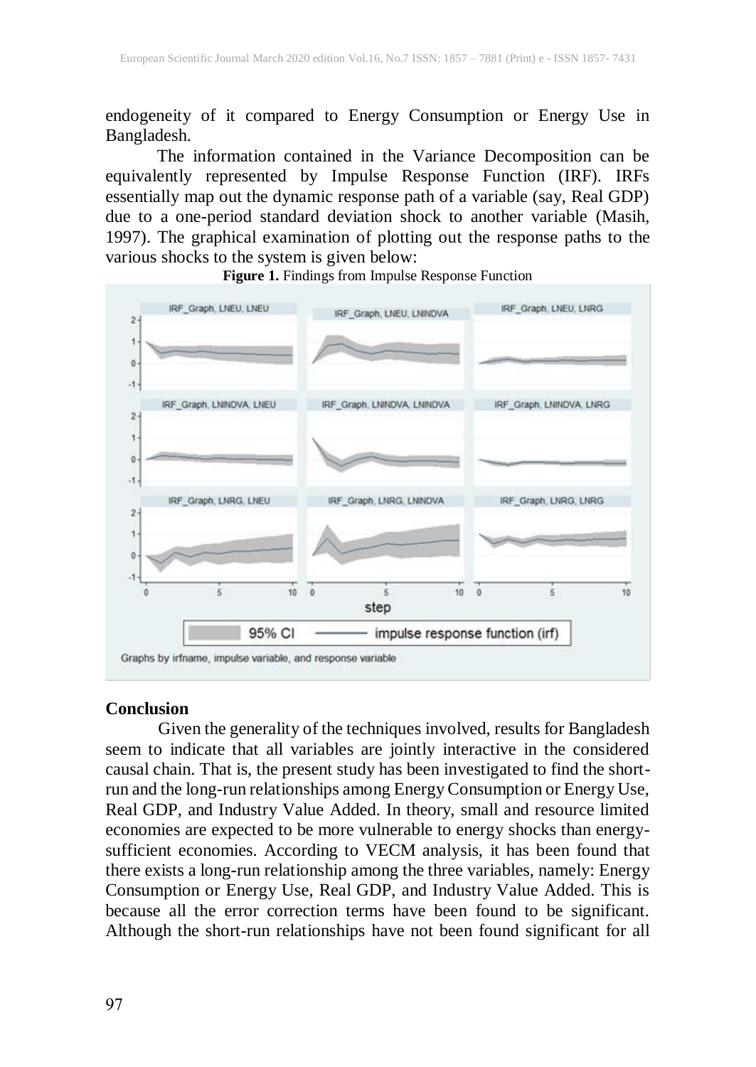endogeneity of it compared to Energy Consumption or Energy Use in Bangladesh.

The information contained in the Variance Decomposition can be equivalently represented by Impulse Response Function (IRF). IRFs essentially map out the dynamic response path of a variable (say, Real GDP) due to a one-period standard deviation shock to another variable (Masih, 1997). The graphical examination of plotting out the response paths to the various shocks to the system is given below:

**Figure 1.** Findings from Impulse Response Function

## Conclusion

Given the generality of the techniques involved, results for Bangladesh seem to indicate that all variables are jointly interactive in the considered causal chain. That is, the present study has been investigated to find the short-run and the long-run relationships among Energy Consumption or Energy Use, Real GDP, and Industry Value Added. In theory, small and resource limited economies are expected to be more vulnerable to energy shocks than energy-sufficient economies. According to VECM analysis, it has been found that there exists a long-run relationship among the three variables, namely: Energy Consumption or Energy Use, Real GDP, and Industry Value Added. This is because all the error correction terms have been found to be significant. Although the short-run relationships have not been found significant for all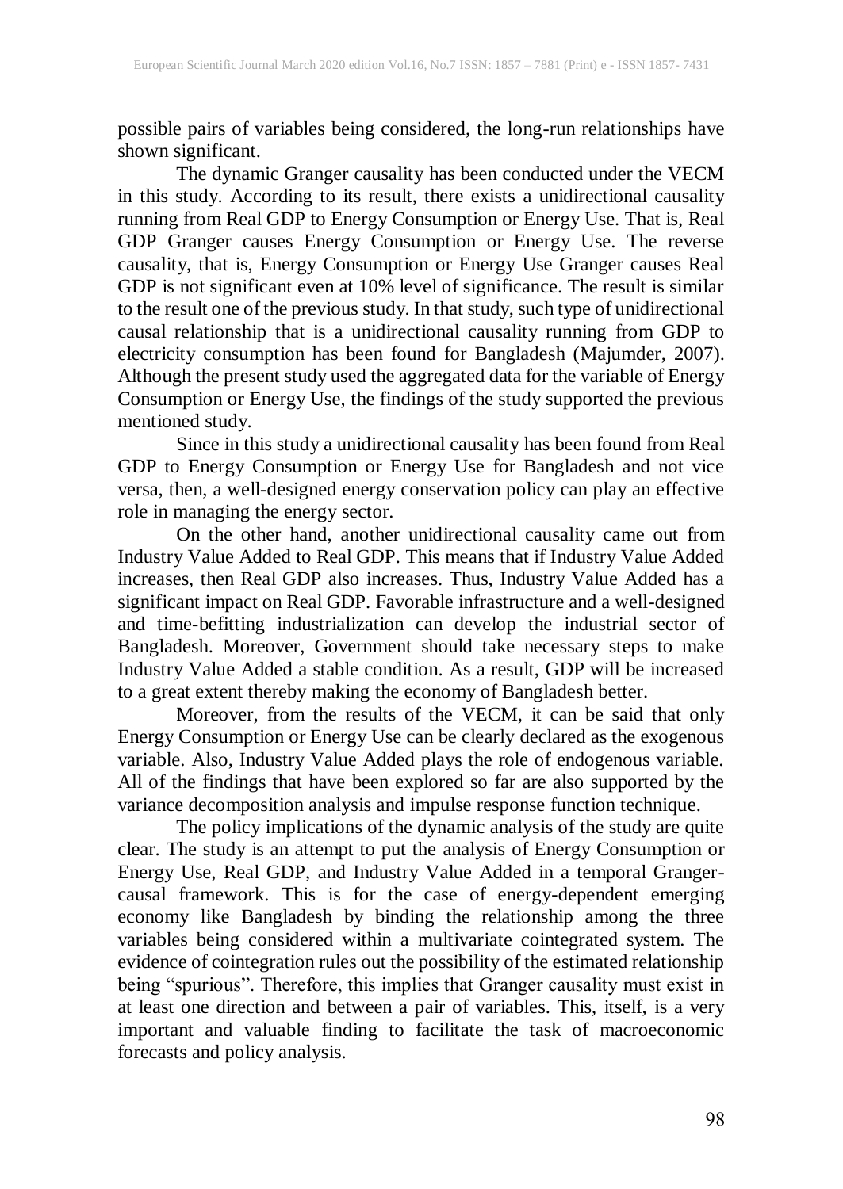possible pairs of variables being considered, the long-run relationships have shown significant.

The dynamic Granger causality has been conducted under the VECM in this study. According to its result, there exists a unidirectional causality running from Real GDP to Energy Consumption or Energy Use. That is, Real GDP Granger causes Energy Consumption or Energy Use. The reverse causality, that is, Energy Consumption or Energy Use Granger causes Real GDP is not significant even at 10% level of significance. The result is similar to the result one of the previous study. In that study, such type of unidirectional causal relationship that is a unidirectional causality running from GDP to electricity consumption has been found for Bangladesh (Majumder, 2007). Although the present study used the aggregated data for the variable of Energy Consumption or Energy Use, the findings of the study supported the previous mentioned study.

Since in this study a unidirectional causality has been found from Real GDP to Energy Consumption or Energy Use for Bangladesh and not vice versa, then, a well-designed energy conservation policy can play an effective role in managing the energy sector.

On the other hand, another unidirectional causality came out from Industry Value Added to Real GDP. This means that if Industry Value Added increases, then Real GDP also increases. Thus, Industry Value Added has a significant impact on Real GDP. Favorable infrastructure and a well-designed and time-befitting industrialization can develop the industrial sector of Bangladesh. Moreover, Government should take necessary steps to make Industry Value Added a stable condition. As a result, GDP will be increased to a great extent thereby making the economy of Bangladesh better.

Moreover, from the results of the VECM, it can be said that only Energy Consumption or Energy Use can be clearly declared as the exogenous variable. Also, Industry Value Added plays the role of endogenous variable. All of the findings that have been explored so far are also supported by the variance decomposition analysis and impulse response function technique.

The policy implications of the dynamic analysis of the study are quite clear. The study is an attempt to put the analysis of Energy Consumption or Energy Use, Real GDP, and Industry Value Added in a temporal Granger-causal framework. This is for the case of energy-dependent emerging economy like Bangladesh by binding the relationship among the three variables being considered within a multivariate cointegrated system. The evidence of cointegration rules out the possibility of the estimated relationship being "spurious". Therefore, this implies that Granger causality must exist in at least one direction and between a pair of variables. This, itself, is a very important and valuable finding to facilitate the task of macroeconomic forecasts and policy analysis.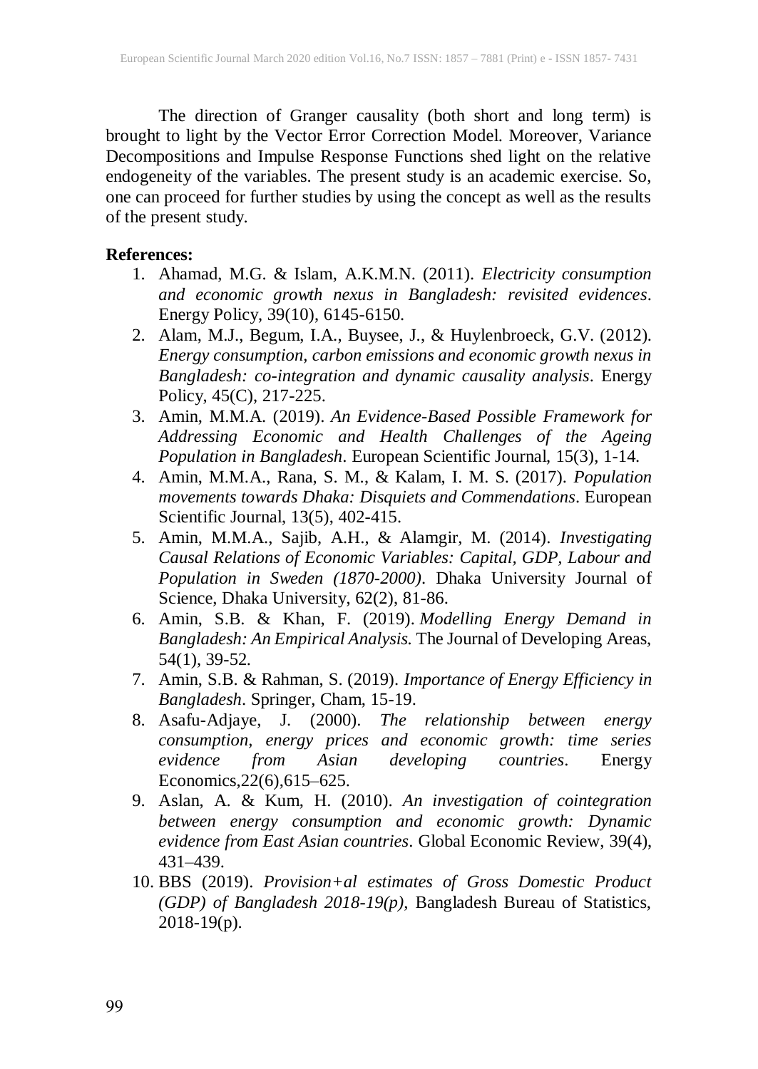The direction of Granger causality (both short and long term) is brought to light by the Vector Error Correction Model. Moreover, Variance Decompositions and Impulse Response Functions shed light on the relative endogeneity of the variables. The present study is an academic exercise. So, one can proceed for further studies by using the concept as well as the results of the present study.

**References:**

1. Ahamad, M.G. & Islam, A.K.M.N. (2011). *Electricity consumption and economic growth nexus in Bangladesh: revisited evidences*. Energy Policy, 39(10), 6145-6150.
2. Alam, M.J., Begum, I.A., Buysee, J., & Huylenbroeck, G.V. (2012). *Energy consumption, carbon emissions and economic growth nexus in Bangladesh: co-integration and dynamic causality analysis*. Energy Policy, 45(C), 217-225.
3. Amin, M.M.A. (2019). *An Evidence-Based Possible Framework for Addressing Economic and Health Challenges of the Ageing Population in Bangladesh*. European Scientific Journal, 15(3), 1-14.
4. Amin, M.M.A., Rana, S. M., & Kalam, I. M. S. (2017). *Population movements towards Dhaka: Disquiets and Commendations*. European Scientific Journal, 13(5), 402-415.
5. Amin, M.M.A., Sajib, A.H., & Alamgir, M. (2014). *Investigating Causal Relations of Economic Variables: Capital, GDP, Labour and Population in Sweden (1870-2000)*. Dhaka University Journal of Science, Dhaka University, 62(2), 81-86.
6. Amin, S.B. & Khan, F. (2019). *Modelling Energy Demand in Bangladesh: An Empirical Analysis.* The Journal of Developing Areas, 54(1), 39-52.
7. Amin, S.B. & Rahman, S. (2019). *Importance of Energy Efficiency in Bangladesh*. Springer, Cham, 15-19.
8. Asafu-Adjaye, J. (2000). *The relationship between energy consumption, energy prices and economic growth: time series evidence from Asian developing countries*. Energy Economics,22(6),615–625.
9. Aslan, A. & Kum, H. (2010). *An investigation of cointegration between energy consumption and economic growth: Dynamic evidence from East Asian countries*. Global Economic Review, 39(4), 431–439.
10. BBS (2019). *Provision+al estimates of Gross Domestic Product (GDP) of Bangladesh 2018-19(p),* Bangladesh Bureau of Statistics, 2018-19(p).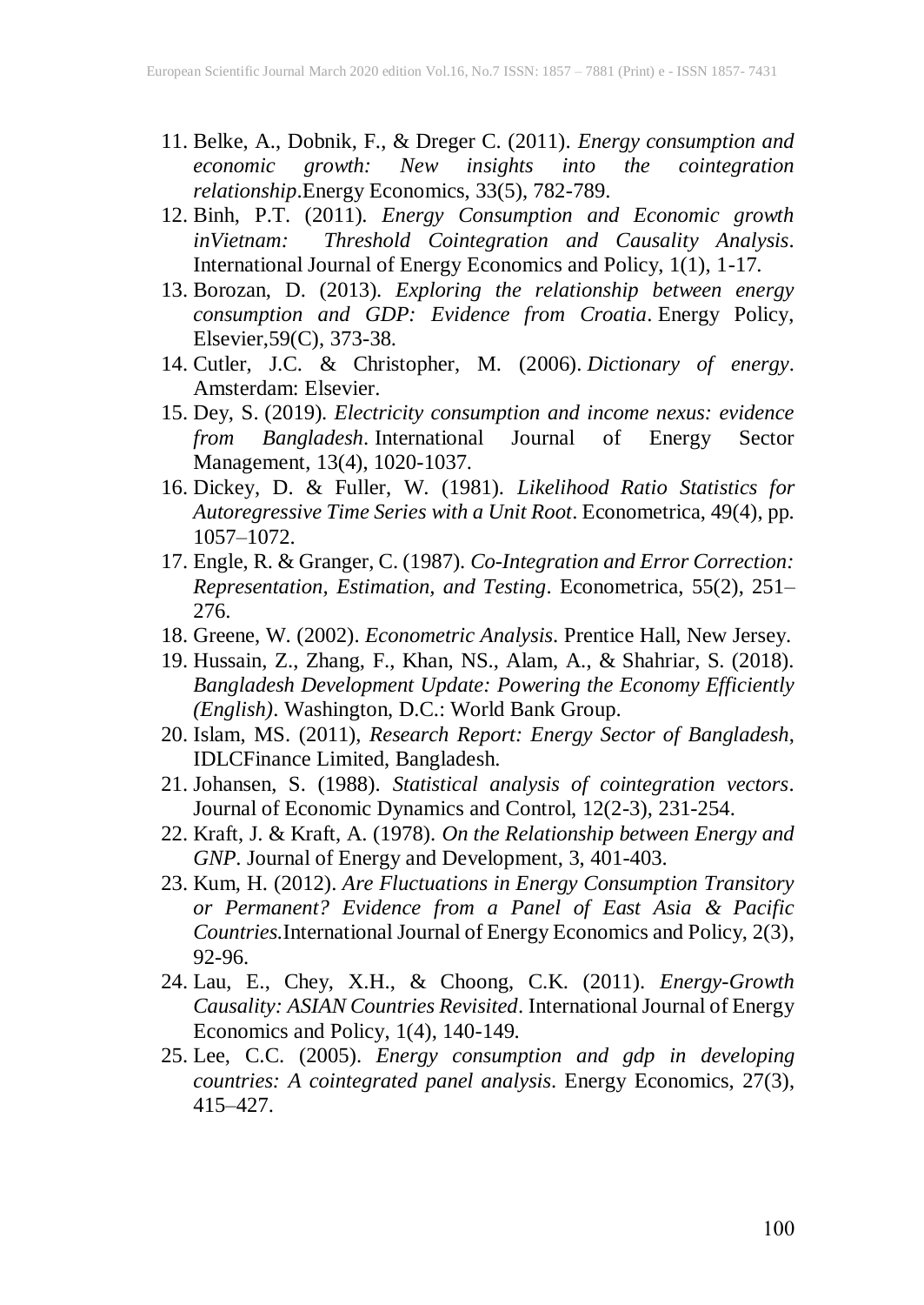11. Belke, A., Dobnik, F., & Dreger C. (2011). *Energy consumption and economic growth: New insights into the cointegration relationship*.Energy Economics, 33(5), 782-789.
12. Binh, P.T. (2011). *Energy Consumption and Economic growth inVietnam: Threshold Cointegration and Causality Analysis*. International Journal of Energy Economics and Policy, 1(1), 1-17.
13. Borozan, D. (2013). *Exploring the relationship between energy consumption and GDP: Evidence from Croatia*. Energy Policy, Elsevier,59(C), 373-38.
14. Cutler, J.C. & Christopher, M. (2006). *Dictionary of energy*. Amsterdam: Elsevier.
15. Dey, S. (2019). *Electricity consumption and income nexus: evidence from Bangladesh*. International Journal of Energy Sector Management, 13(4), 1020-1037.
16. Dickey, D. & Fuller, W. (1981). *Likelihood Ratio Statistics for Autoregressive Time Series with a Unit Root*. Econometrica, 49(4), pp. 1057–1072.
17. Engle, R. & Granger, C. (1987). *Co-Integration and Error Correction: Representation, Estimation, and Testing*. Econometrica, 55(2), 251–276.
18. Greene, W. (2002). *Econometric Analysis*. Prentice Hall, New Jersey.
19. Hussain, Z., Zhang, F., Khan, NS., Alam, A., & Shahriar, S. (2018). *Bangladesh Development Update: Powering the Economy Efficiently (English)*. Washington, D.C.: World Bank Group.
20. Islam, MS. (2011), *Research Report: Energy Sector of Bangladesh*, IDLCFinance Limited, Bangladesh.
21. Johansen, S. (1988). *Statistical analysis of cointegration vectors*. Journal of Economic Dynamics and Control, 12(2-3), 231-254.
22. Kraft, J. & Kraft, A. (1978). *On the Relationship between Energy and GNP*. Journal of Energy and Development, 3, 401-403.
23. Kum, H. (2012). *Are Fluctuations in Energy Consumption Transitory or Permanent? Evidence from a Panel of East Asia & Pacific Countries.*International Journal of Energy Economics and Policy, 2(3), 92-96.
24. Lau, E., Chey, X.H., & Choong, C.K. (2011). *Energy-Growth Causality: ASIAN Countries Revisited*. International Journal of Energy Economics and Policy, 1(4), 140-149.
25. Lee, C.C. (2005). *Energy consumption and gdp in developing countries: A cointegrated panel analysis*. Energy Economics, 27(3), 415–427.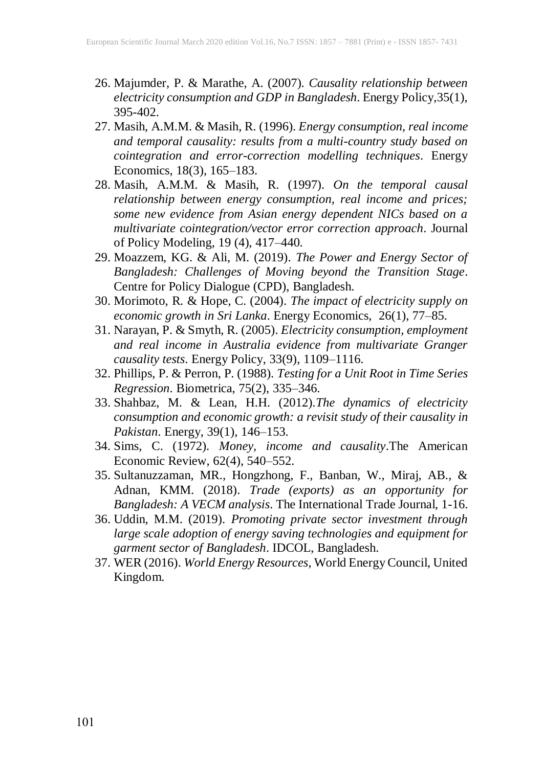26. Majumder, P. & Marathe, A. (2007). *Causality relationship between electricity consumption and GDP in Bangladesh*. Energy Policy,35(1), 395-402.
27. Masih, A.M.M. & Masih, R. (1996). *Energy consumption, real income and temporal causality: results from a multi-country study based on cointegration and error-correction modelling techniques*. Energy Economics, 18(3), 165–183.
28. Masih, A.M.M. & Masih, R. (1997). *On the temporal causal relationship between energy consumption, real income and prices; some new evidence from Asian energy dependent NICs based on a multivariate cointegration/vector error correction approach*. Journal of Policy Modeling, 19 (4), 417–440.
29. Moazzem, KG. & Ali, M. (2019). *The Power and Energy Sector of Bangladesh: Challenges of Moving beyond the Transition Stage*. Centre for Policy Dialogue (CPD), Bangladesh.
30. Morimoto, R. & Hope, C. (2004). *The impact of electricity supply on economic growth in Sri Lanka*. Energy Economics, 26(1), 77–85.
31. Narayan, P. & Smyth, R. (2005). *Electricity consumption, employment and real income in Australia evidence from multivariate Granger causality tests*. Energy Policy, 33(9), 1109–1116.
32. Phillips, P. & Perron, P. (1988). *Testing for a Unit Root in Time Series Regression*. Biometrica, 75(2), 335–346.
33. Shahbaz, M. & Lean, H.H. (2012).*The dynamics of electricity consumption and economic growth: a revisit study of their causality in Pakistan*. Energy, 39(1), 146–153.
34. Sims, C. (1972). *Money, income and causality*.The American Economic Review, 62(4), 540–552.
35. Sultanuzzaman, MR., Hongzhong, F., Banban, W., Miraj, AB., & Adnan, KMM. (2018). *Trade (exports) as an opportunity for Bangladesh: A VECM analysis*. The International Trade Journal, 1-16.
36. Uddin, M.M. (2019). *Promoting private sector investment through large scale adoption of energy saving technologies and equipment for garment sector of Bangladesh*. IDCOL, Bangladesh.
37. WER (2016). *World Energy Resources*, World Energy Council, United Kingdom.